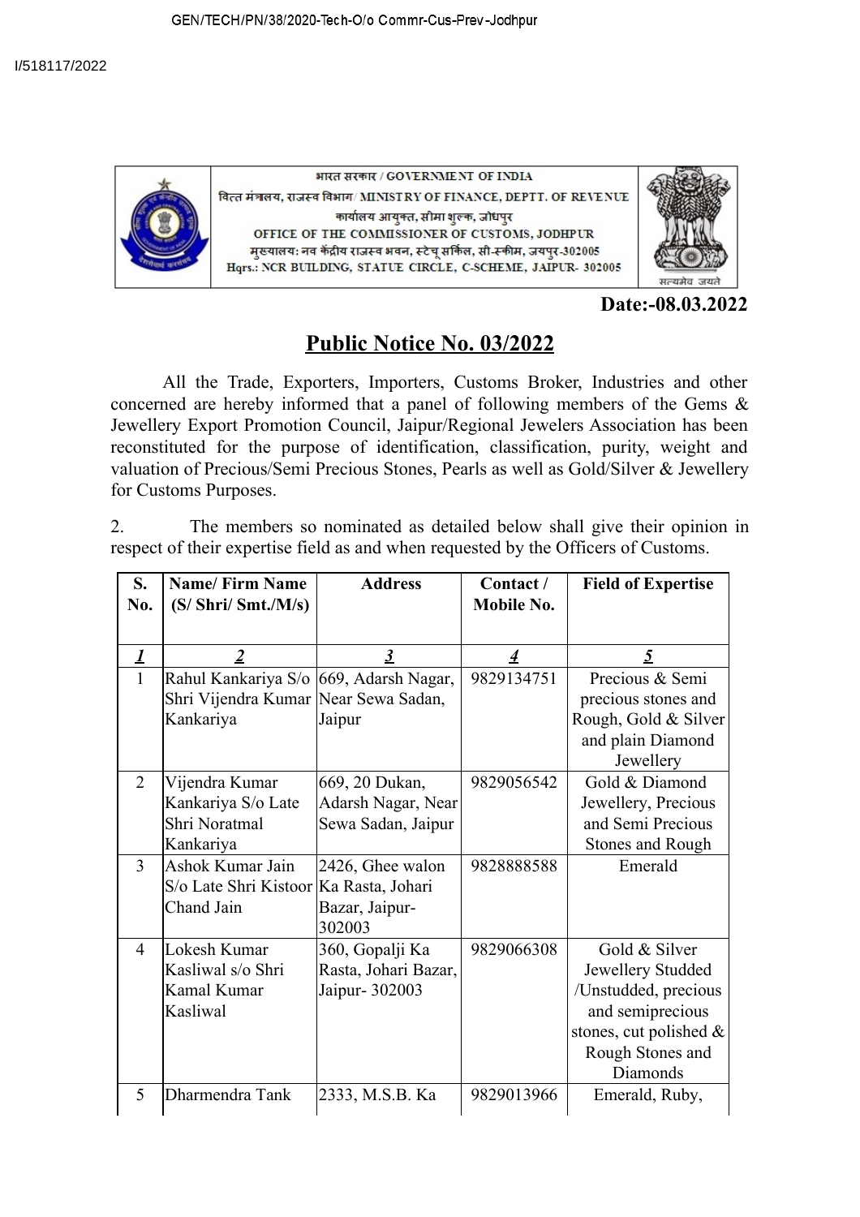GEN/TECH/PN/38/2020-Tech-O/o Commr-Cus-Prev-Jodhpur

I/518117/2022

भारत सरकार / GOVERNMENT OF INDIA
वित्त मंत्रालय, राजस्व विभाग/ MINISTRY OF FINANCE, DEPTT. OF REVENUE
कार्यालय आयुक्त, सीमा शुल्क, जोधपुर
OFFICE OF THE COMMISSIONER OF CUSTOMS, JODHPUR
मुख्यालय: नव केंद्रीय राजस्व भवन, स्टेचू सर्किल, सी-स्कीम, जयपुर-302005
Hqrs.: NCR BUILDING, STATUE CIRCLE, C-SCHEME, JAIPUR- 302005

**Date:-08.03.2022**

## Public Notice No. 03/2022

All the Trade, Exporters, Importers, Customs Broker, Industries and other concerned are hereby informed that a panel of following members of the Gems & Jewellery Export Promotion Council, Jaipur/Regional Jewelers Association has been reconstituted for the purpose of identification, classification, purity, weight and valuation of Precious/Semi Precious Stones, Pearls as well as Gold/Silver & Jewellery for Customs Purposes.

2. The members so nominated as detailed below shall give their opinion in respect of their expertise field as and when requested by the Officers of Customs.

| S. No. | Name/ Firm Name (S/ Shri/ Smt./M/s) | Address | Contact / Mobile No. | Field of Expertise |
|---|---|---|---|---|
| *1* | *2* | *3* | *4* | *5* |
| 1 | Rahul Kankariya S/o Shri Vijendra Kumar Kankariya | 669, Adarsh Nagar, Near Sewa Sadan, Jaipur | 9829134751 | Precious & Semi precious stones and Rough, Gold & Silver and plain Diamond Jewellery |
| 2 | Vijendra Kumar Kankariya S/o Late Shri Noratmal Kankariya | 669, 20 Dukan, Adarsh Nagar, Near Sewa Sadan, Jaipur | 9829056542 | Gold & Diamond Jewellery, Precious and Semi Precious Stones and Rough |
| 3 | Ashok Kumar Jain S/o Late Shri Kistoor Chand Jain | 2426, Ghee walon Ka Rasta, Johari Bazar, Jaipur-302003 | 9828888588 | Emerald |
| 4 | Lokesh Kumar Kasliwal s/o Shri Kamal Kumar Kasliwal | 360, Gopalji Ka Rasta, Johari Bazar, Jaipur- 302003 | 9829066308 | Gold & Silver Jewellery Studded /Unstudded, precious and semiprecious stones, cut polished & Rough Stones and Diamonds |
| 5 | Dharmendra Tank | 2333, M.S.B. Ka | 9829013966 | Emerald, Ruby, |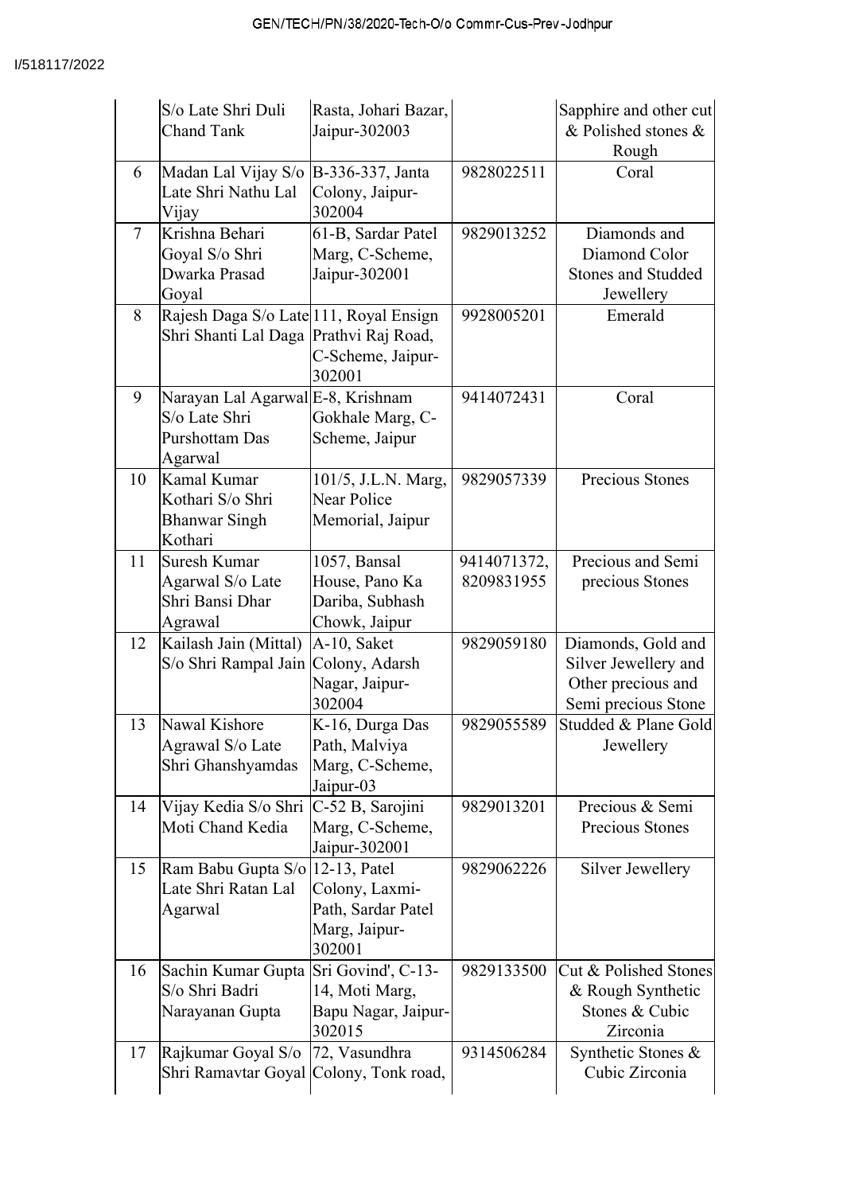| | | | | |
|---|---|---|---|---|
| | S/o Late Shri Duli Chand Tank | Rasta, Johari Bazar, Jaipur-302003 | | Sapphire and other cut & Polished stones & Rough |
| 6 | Madan Lal Vijay S/o Late Shri Nathu Lal Vijay | B-336-337, Janta Colony, Jaipur-302004 | 9828022511 | Coral |
| 7 | Krishna Behari Goyal S/o Shri Dwarka Prasad Goyal | 61-B, Sardar Patel Marg, C-Scheme, Jaipur-302001 | 9829013252 | Diamonds and Diamond Color Stones and Studded Jewellery |
| 8 | Rajesh Daga S/o Late Shri Shanti Lal Daga | 111, Royal Ensign Prathvi Raj Road, C-Scheme, Jaipur-302001 | 9928005201 | Emerald |
| 9 | Narayan Lal Agarwal S/o Late Shri Purshottam Das Agarwal | E-8, Krishnam Gokhale Marg, C-Scheme, Jaipur | 9414072431 | Coral |
| 10 | Kamal Kumar Kothari S/o Shri Bhanwar Singh Kothari | 101/5, J.L.N. Marg, Near Police Memorial, Jaipur | 9829057339 | Precious Stones |
| 11 | Suresh Kumar Agarwal S/o Late Shri Bansi Dhar Agrawal | 1057, Bansal House, Pano Ka Dariba, Subhash Chowk, Jaipur | 9414071372, 8209831955 | Precious and Semi precious Stones |
| 12 | Kailash Jain (Mittal) S/o Shri Rampal Jain | A-10, Saket Colony, Adarsh Nagar, Jaipur-302004 | 9829059180 | Diamonds, Gold and Silver Jewellery and Other precious and Semi precious Stone |
| 13 | Nawal Kishore Agrawal S/o Late Shri Ghanshyamdas | K-16, Durga Das Path, Malviya Marg, C-Scheme, Jaipur-03 | 9829055589 | Studded & Plane Gold Jewellery |
| 14 | Vijay Kedia S/o Shri Moti Chand Kedia | C-52 B, Sarojini Marg, C-Scheme, Jaipur-302001 | 9829013201 | Precious & Semi Precious Stones |
| 15 | Ram Babu Gupta S/o Late Shri Ratan Lal Agarwal | 12-13, Patel Colony, Laxmi-Path, Sardar Patel Marg, Jaipur-302001 | 9829062226 | Silver Jewellery |
| 16 | Sachin Kumar Gupta S/o Shri Badri Narayanan Gupta | Sri Govind', C-13-14, Moti Marg, Bapu Nagar, Jaipur-302015 | 9829133500 | Cut & Polished Stones & Rough Synthetic Stones & Cubic Zirconia |
| 17 | Rajkumar Goyal S/o Shri Ramavtar Goyal | 72, Vasundhra Colony, Tonk road, | 9314506284 | Synthetic Stones & Cubic Zirconia |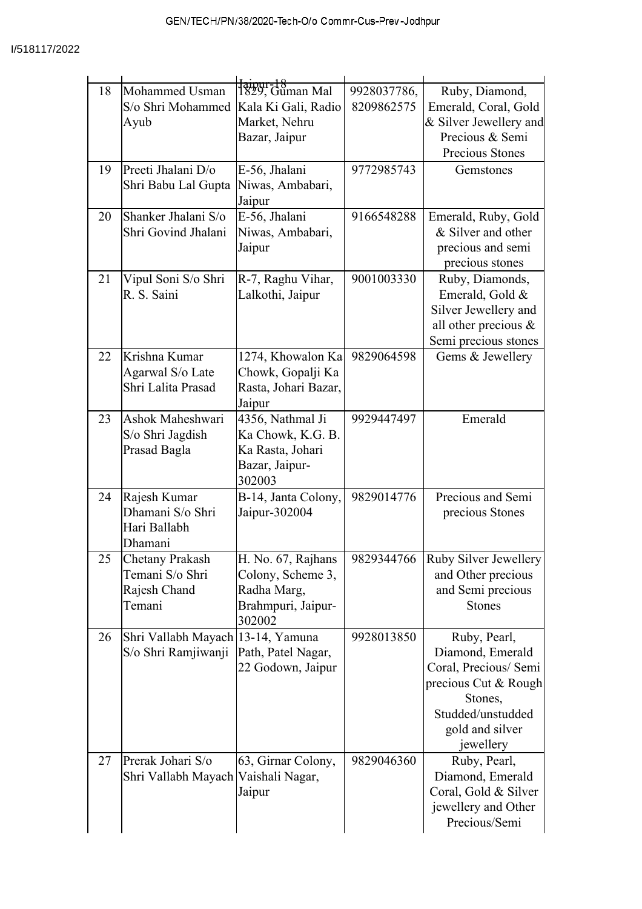| | | Jaipur-18 | | |
|---|---|---|---|---|
| 18 | Mohammed Usman S/o Shri Mohammed Ayub | 1829, Guman Mal Kala Ki Gali, Radio Market, Nehru Bazar, Jaipur | 9928037786, 8209862575 | Ruby, Diamond, Emerald, Coral, Gold & Silver Jewellery and Precious & Semi Precious Stones |
| 19 | Preeti Jhalani D/o Shri Babu Lal Gupta | E-56, Jhalani Niwas, Ambabari, Jaipur | 9772985743 | Gemstones |
| 20 | Shanker Jhalani S/o Shri Govind Jhalani | E-56, Jhalani Niwas, Ambabari, Jaipur | 9166548288 | Emerald, Ruby, Gold & Silver and other precious and semi precious stones |
| 21 | Vipul Soni S/o Shri R. S. Saini | R-7, Raghu Vihar, Lalkothi, Jaipur | 9001003330 | Ruby, Diamonds, Emerald, Gold & Silver Jewellery and all other precious & Semi precious stones |
| 22 | Krishna Kumar Agarwal S/o Late Shri Lalita Prasad | 1274, Khowalon Ka Chowk, Gopalji Ka Rasta, Johari Bazar, Jaipur | 9829064598 | Gems & Jewellery |
| 23 | Ashok Maheshwari S/o Shri Jagdish Prasad Bagla | 4356, Nathmal Ji Ka Chowk, K.G. B. Ka Rasta, Johari Bazar, Jaipur-302003 | 9929447497 | Emerald |
| 24 | Rajesh Kumar Dhamani S/o Shri Hari Ballabh Dhamani | B-14, Janta Colony, Jaipur-302004 | 9829014776 | Precious and Semi precious Stones |
| 25 | Chetany Prakash Temani S/o Shri Rajesh Chand Temani | H. No. 67, Rajhans Colony, Scheme 3, Radha Marg, Brahmpuri, Jaipur-302002 | 9829344766 | Ruby Silver Jewellery and Other precious and Semi precious Stones |
| 26 | Shri Vallabh Mayach S/o Shri Ramjiwanji | 13-14, Yamuna Path, Patel Nagar, 22 Godown, Jaipur | 9928013850 | Ruby, Pearl, Diamond, Emerald Coral, Precious/ Semi precious Cut & Rough Stones, Studded/unstudded gold and silver jewellery |
| 27 | Prerak Johari S/o Shri Vallabh Mayach | 63, Girnar Colony, Vaishali Nagar, Jaipur | 9829046360 | Ruby, Pearl, Diamond, Emerald Coral, Gold & Silver jewellery and Other Precious/Semi |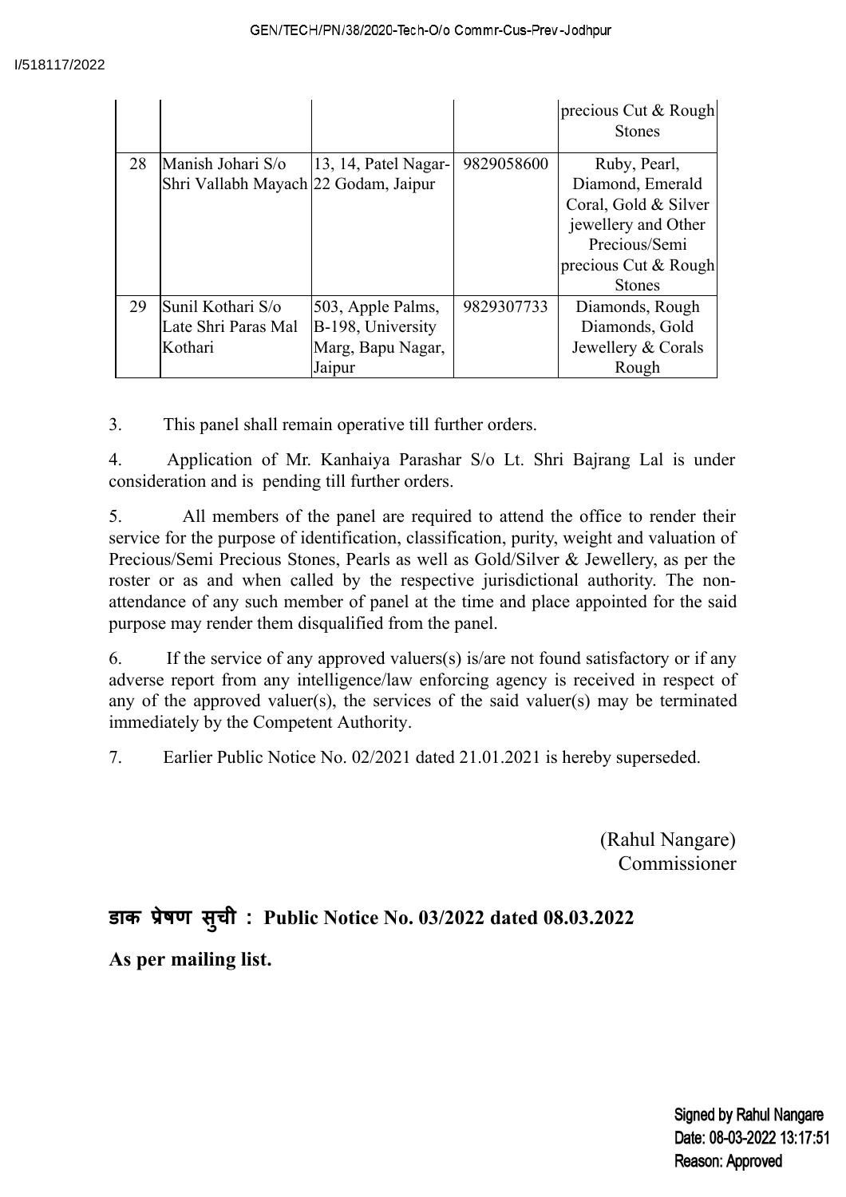| | | | | precious Cut & Rough Stones |
|---|---|---|---|---|
| 28 | Manish Johari S/o Shri Vallabh Mayach | 13, 14, Patel Nagar-22 Godam, Jaipur | 9829058600 | Ruby, Pearl, Diamond, Emerald Coral, Gold & Silver jewellery and Other Precious/Semi precious Cut & Rough Stones |
| 29 | Sunil Kothari S/o Late Shri Paras Mal Kothari | 503, Apple Palms, B-198, University Marg, Bapu Nagar, Jaipur | 9829307733 | Diamonds, Rough Diamonds, Gold Jewellery & Corals Rough |

3. This panel shall remain operative till further orders.

4. Application of Mr. Kanhaiya Parashar S/o Lt. Shri Bajrang Lal is under consideration and is pending till further orders.

5. All members of the panel are required to attend the office to render their service for the purpose of identification, classification, purity, weight and valuation of Precious/Semi Precious Stones, Pearls as well as Gold/Silver & Jewellery, as per the roster or as and when called by the respective jurisdictional authority. The non-attendance of any such member of panel at the time and place appointed for the said purpose may render them disqualified from the panel.

6. If the service of any approved valuers(s) is/are not found satisfactory or if any adverse report from any intelligence/law enforcing agency is received in respect of any of the approved valuer(s), the services of the said valuer(s) may be terminated immediately by the Competent Authority.

7. Earlier Public Notice No. 02/2021 dated 21.01.2021 is hereby superseded.

(Rahul Nangare)
Commissioner

**डाक प्रेषण सुची : Public Notice No. 03/2022 dated 08.03.2022**

**As per mailing list.**

Signed by Rahul Nangare
Date: 08-03-2022 13:17:51
Reason: Approved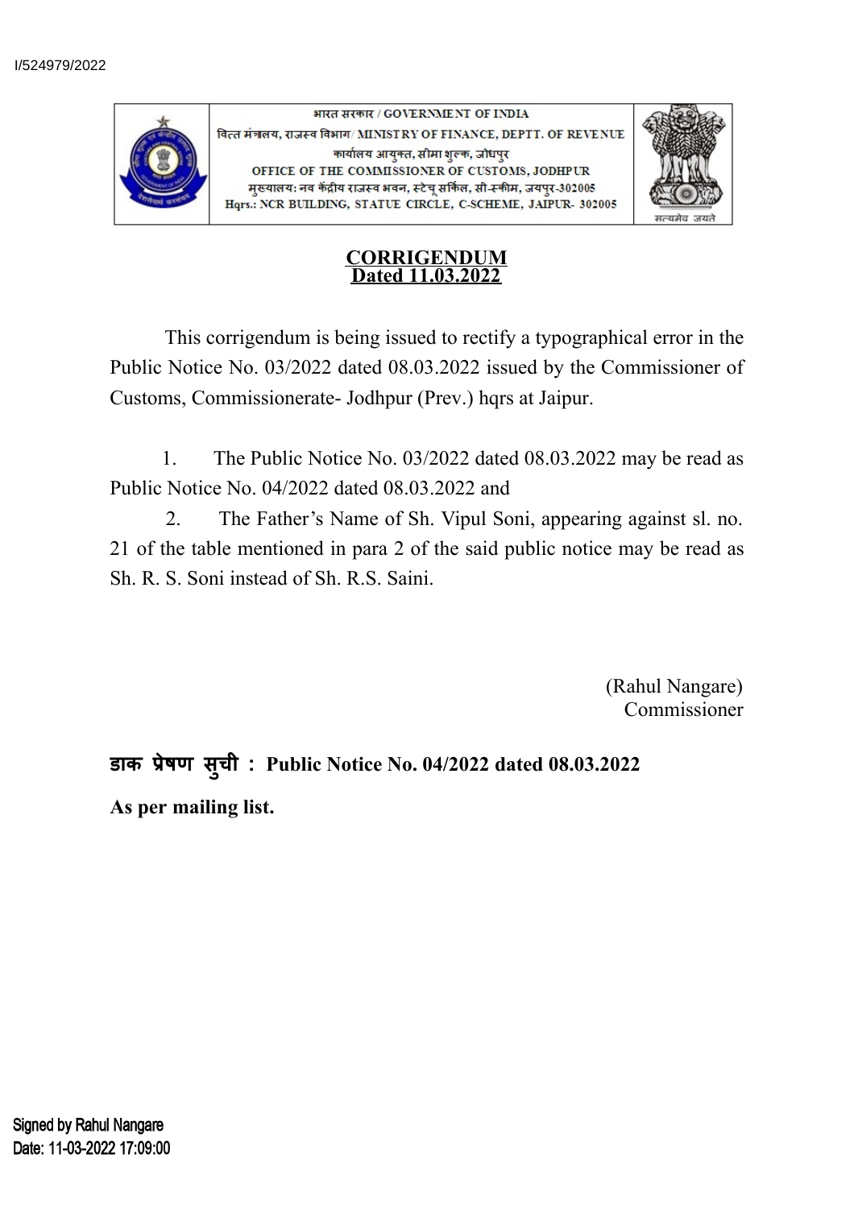I/524979/2022

भारत सरकार / GOVERNMENT OF INDIA
वित्त मंत्रालय, राजस्व विभाग/ MINISTRY OF FINANCE, DEPTT. OF REVENUE
कार्यालय आयुक्त, सीमा शुल्क, जोधपुर
OFFICE OF THE COMMISSIONER OF CUSTOMS, JODHPUR
मुख्यालय: नव केंद्रीय राजस्व भवन, स्टेचू सर्किल, सी-स्कीम, जयपुर-302005
Hqrs.: NCR BUILDING, STATUE CIRCLE, C-SCHEME, JAIPUR- 302005

## CORRIGENDUM
## Dated 11.03.2022

This corrigendum is being issued to rectify a typographical error in the Public Notice No. 03/2022 dated 08.03.2022 issued by the Commissioner of Customs, Commissionerate- Jodhpur (Prev.) hqrs at Jaipur.

1. The Public Notice No. 03/2022 dated 08.03.2022 may be read as Public Notice No. 04/2022 dated 08.03.2022 and

2. The Father's Name of Sh. Vipul Soni, appearing against sl. no. 21 of the table mentioned in para 2 of the said public notice may be read as Sh. R. S. Soni instead of Sh. R.S. Saini.

(Rahul Nangare)
Commissioner

**डाक प्रेषण सुची : Public Notice No. 04/2022 dated 08.03.2022**

**As per mailing list.**

Signed by Rahul Nangare
Date: 11-03-2022 17:09:00